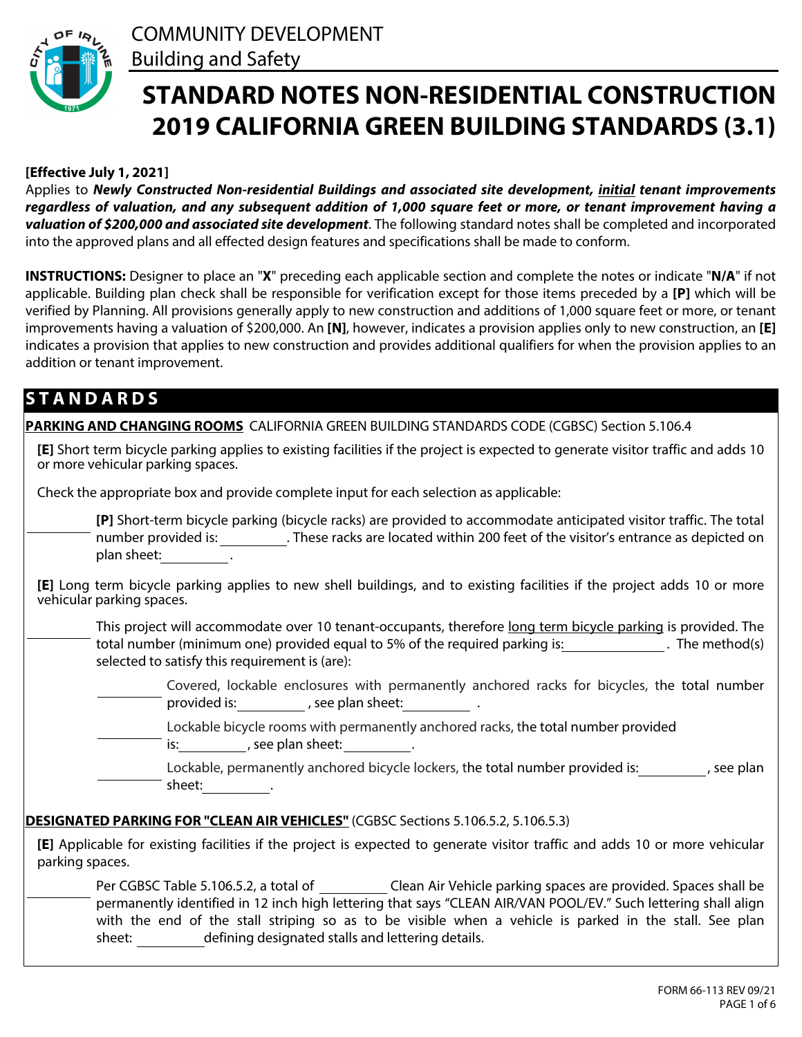COMMUNITY DEVELOPMENT
Building and Safety

# STANDARD NOTES NON-RESIDENTIAL CONSTRUCTION 2019 CALIFORNIA GREEN BUILDING STANDARDS (3.1)

**[Effective July 1, 2021]**
Applies to ***Newly Constructed Non-residential Buildings and associated site development, initial tenant improvements regardless of valuation, and any subsequent addition of 1,000 square feet or more, or tenant improvement having a valuation of $200,000 and associated site development***. The following standard notes shall be completed and incorporated into the approved plans and all effected design features and specifications shall be made to conform.

**INSTRUCTIONS:** Designer to place an "**X**" preceding each applicable section and complete the notes or indicate "**N/A**" if not applicable. Building plan check shall be responsible for verification except for those items preceded by a **[P]** which will be verified by Planning. All provisions generally apply to new construction and additions of 1,000 square feet or more, or tenant improvements having a valuation of $200,000. An **[N]**, however, indicates a provision applies only to new construction, an **[E]** indicates a provision that applies to new construction and provides additional qualifiers for when the provision applies to an addition or tenant improvement.

## STANDARDS

**PARKING AND CHANGING ROOMS** CALIFORNIA GREEN BUILDING STANDARDS CODE (CGBSC) Section 5.106.4

**[E]** Short term bicycle parking applies to existing facilities if the project is expected to generate visitor traffic and adds 10 or more vehicular parking spaces.

Check the appropriate box and provide complete input for each selection as applicable:

_______ **[P]** Short-term bicycle parking (bicycle racks) are provided to accommodate anticipated visitor traffic. The total number provided is: _______. These racks are located within 200 feet of the visitor's entrance as depicted on plan sheet: _______.

**[E]** Long term bicycle parking applies to new shell buildings, and to existing facilities if the project adds 10 or more vehicular parking spaces.

_______ This project will accommodate over 10 tenant-occupants, therefore long term bicycle parking is provided. The total number (minimum one) provided equal to 5% of the required parking is: _______. The method(s) selected to satisfy this requirement is (are):

- _______ Covered, lockable enclosures with permanently anchored racks for bicycles, the total number provided is: _______, see plan sheet: _______.
- _______ Lockable bicycle rooms with permanently anchored racks, the total number provided is: _______, see plan sheet: _______.
- _______ Lockable, permanently anchored bicycle lockers, the total number provided is: _______, see plan sheet: _______.

**DESIGNATED PARKING FOR "CLEAN AIR VEHICLES"** (CGBSC Sections 5.106.5.2, 5.106.5.3)

**[E]** Applicable for existing facilities if the project is expected to generate visitor traffic and adds 10 or more vehicular parking spaces.

_______ Per CGBSC Table 5.106.5.2, a total of _______ Clean Air Vehicle parking spaces are provided. Spaces shall be permanently identified in 12 inch high lettering that says "CLEAN AIR/VAN POOL/EV." Such lettering shall align with the end of the stall striping so as to be visible when a vehicle is parked in the stall. See plan sheet: _______ defining designated stalls and lettering details.

FORM 66-113 REV 09/21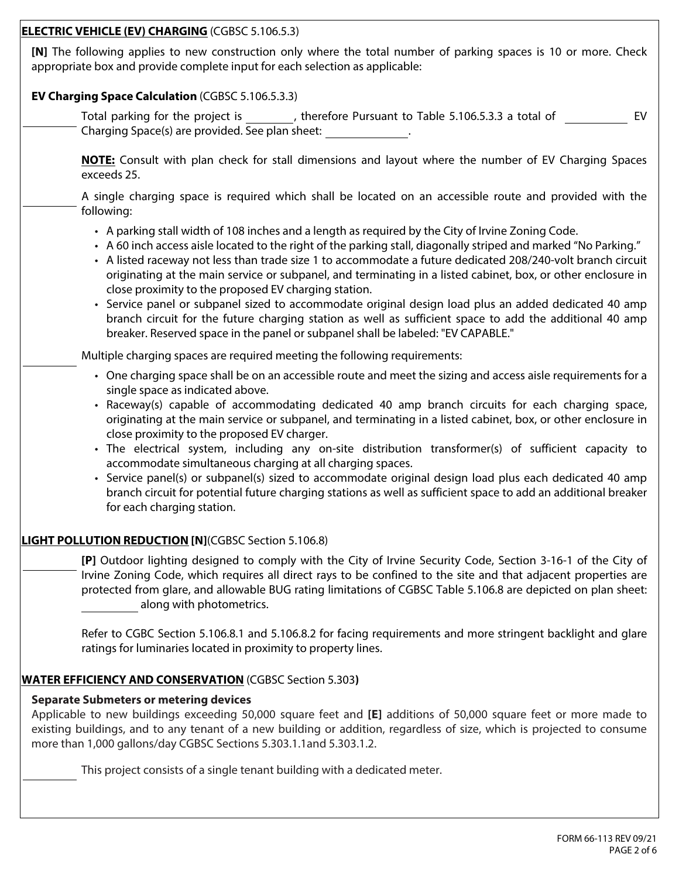**ELECTRIC VEHICLE (EV) CHARGING** (CGBSC 5.106.5.3)

**[N]** The following applies to new construction only where the total number of parking spaces is 10 or more. Check appropriate box and provide complete input for each selection as applicable:

**EV Charging Space Calculation** (CGBSC 5.106.5.3.3)

\_\_\_\_\_\_ Total parking for the project is \_\_\_\_\_\_, therefore Pursuant to Table 5.106.5.3.3 a total of \_\_\_\_\_\_ EV Charging Space(s) are provided. See plan sheet: \_\_\_\_\_\_.

**NOTE:** Consult with plan check for stall dimensions and layout where the number of EV Charging Spaces exceeds 25.

\_\_\_\_\_\_ A single charging space is required which shall be located on an accessible route and provided with the following:

- A parking stall width of 108 inches and a length as required by the City of Irvine Zoning Code.
- A 60 inch access aisle located to the right of the parking stall, diagonally striped and marked "No Parking."
- A listed raceway not less than trade size 1 to accommodate a future dedicated 208/240-volt branch circuit originating at the main service or subpanel, and terminating in a listed cabinet, box, or other enclosure in close proximity to the proposed EV charging station.
- Service panel or subpanel sized to accommodate original design load plus an added dedicated 40 amp branch circuit for the future charging station as well as sufficient space to add the additional 40 amp breaker. Reserved space in the panel or subpanel shall be labeled: "EV CAPABLE."

\_\_\_\_\_\_ Multiple charging spaces are required meeting the following requirements:

- One charging space shall be on an accessible route and meet the sizing and access aisle requirements for a single space as indicated above.
- Raceway(s) capable of accommodating dedicated 40 amp branch circuits for each charging space, originating at the main service or subpanel, and terminating in a listed cabinet, box, or other enclosure in close proximity to the proposed EV charger.
- The electrical system, including any on-site distribution transformer(s) of sufficient capacity to accommodate simultaneous charging at all charging spaces.
- Service panel(s) or subpanel(s) sized to accommodate original design load plus each dedicated 40 amp branch circuit for potential future charging stations as well as sufficient space to add an additional breaker for each charging station.

**LIGHT POLLUTION REDUCTION [N]**(CGBSC Section 5.106.8)

\_\_\_\_\_\_ **[P]** Outdoor lighting designed to comply with the City of Irvine Security Code, Section 3-16-1 of the City of Irvine Zoning Code, which requires all direct rays to be confined to the site and that adjacent properties are protected from glare, and allowable BUG rating limitations of CGBSC Table 5.106.8 are depicted on plan sheet: \_\_\_\_\_\_ along with photometrics.

Refer to CGBC Section 5.106.8.1 and 5.106.8.2 for facing requirements and more stringent backlight and glare ratings for luminaries located in proximity to property lines.

**WATER EFFICIENCY AND CONSERVATION** (CGBSC Section 5.303**)**

**Separate Submeters or metering devices**

Applicable to new buildings exceeding 50,000 square feet and **[E]** additions of 50,000 square feet or more made to existing buildings, and to any tenant of a new building or addition, regardless of size, which is projected to consume more than 1,000 gallons/day CGBSC Sections 5.303.1.1and 5.303.1.2.

\_\_\_\_\_\_ This project consists of a single tenant building with a dedicated meter.

FORM 66-113 REV 09/21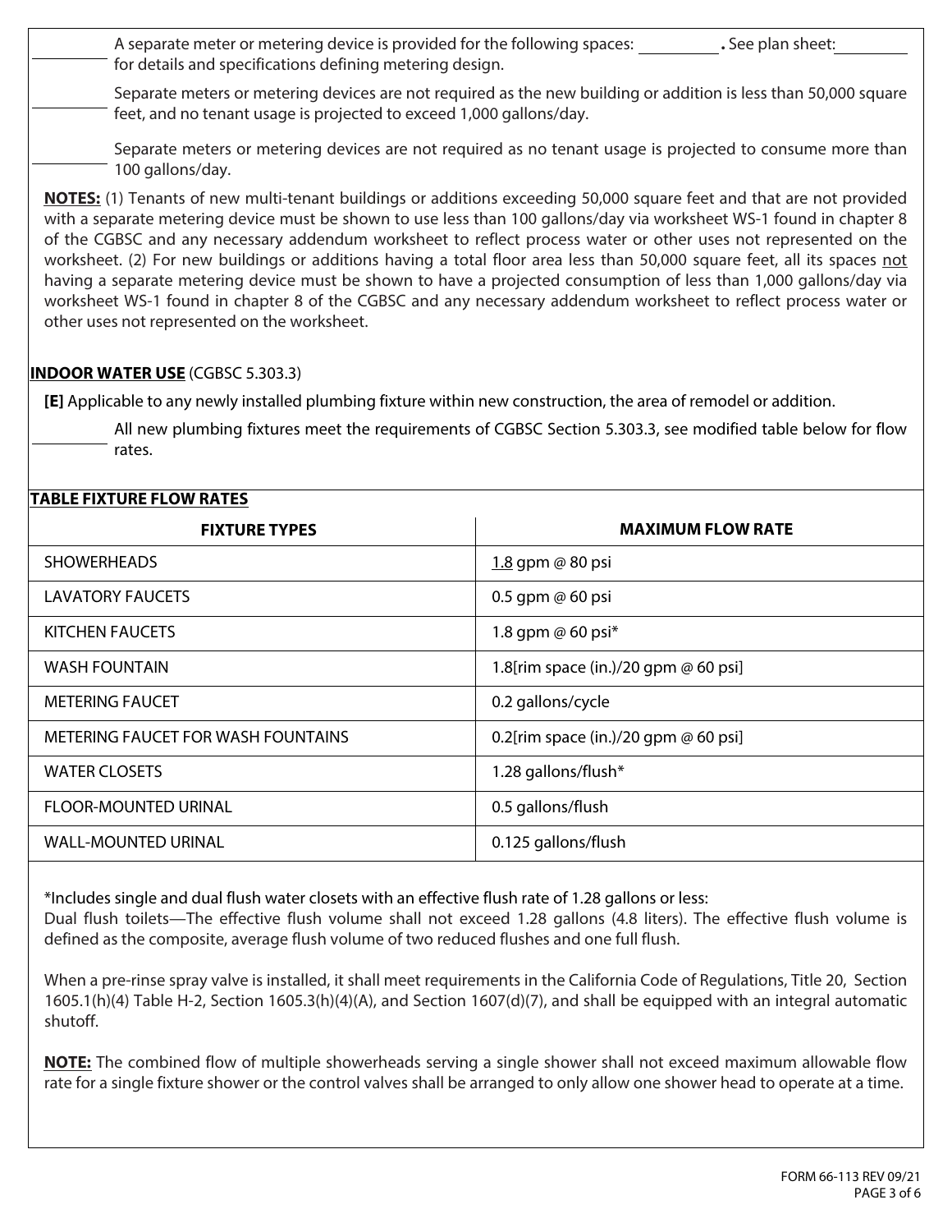_________ A separate meter or metering device is provided for the following spaces: _________ **.** See plan sheet: _________ for details and specifications defining metering design.

_________ Separate meters or metering devices are not required as the new building or addition is less than 50,000 square feet, and no tenant usage is projected to exceed 1,000 gallons/day.

_________ Separate meters or metering devices are not required as no tenant usage is projected to consume more than 100 gallons/day.

**NOTES:** (1) Tenants of new multi-tenant buildings or additions exceeding 50,000 square feet and that are not provided with a separate metering device must be shown to use less than 100 gallons/day via worksheet WS-1 found in chapter 8 of the CGBSC and any necessary addendum worksheet to reflect process water or other uses not represented on the worksheet. (2) For new buildings or additions having a total floor area less than 50,000 square feet, all its spaces not having a separate metering device must be shown to have a projected consumption of less than 1,000 gallons/day via worksheet WS-1 found in chapter 8 of the CGBSC and any necessary addendum worksheet to reflect process water or other uses not represented on the worksheet.

## INDOOR WATER USE (CGBSC 5.303.3)

**[E]** Applicable to any newly installed plumbing fixture within new construction, the area of remodel or addition.

_________ All new plumbing fixtures meet the requirements of CGBSC Section 5.303.3, see modified table below for flow rates.

**TABLE FIXTURE FLOW RATES**

| FIXTURE TYPES | MAXIMUM FLOW RATE |
|---|---|
| SHOWERHEADS | 1.8 gpm @ 80 psi |
| LAVATORY FAUCETS | 0.5 gpm @ 60 psi |
| KITCHEN FAUCETS | 1.8 gpm @ 60 psi* |
| WASH FOUNTAIN | 1.8[rim space (in.)/20 gpm @ 60 psi] |
| METERING FAUCET | 0.2 gallons/cycle |
| METERING FAUCET FOR WASH FOUNTAINS | 0.2[rim space (in.)/20 gpm @ 60 psi] |
| WATER CLOSETS | 1.28 gallons/flush* |
| FLOOR-MOUNTED URINAL | 0.5 gallons/flush |
| WALL-MOUNTED URINAL | 0.125 gallons/flush |

*Includes single and dual flush water closets with an effective flush rate of 1.28 gallons or less:
Dual flush toilets—The effective flush volume shall not exceed 1.28 gallons (4.8 liters). The effective flush volume is defined as the composite, average flush volume of two reduced flushes and one full flush.

When a pre-rinse spray valve is installed, it shall meet requirements in the California Code of Regulations, Title 20, Section 1605.1(h)(4) Table H-2, Section 1605.3(h)(4)(A), and Section 1607(d)(7), and shall be equipped with an integral automatic shutoff.

**NOTE:** The combined flow of multiple showerheads serving a single shower shall not exceed maximum allowable flow rate for a single fixture shower or the control valves shall be arranged to only allow one shower head to operate at a time.

FORM 66-113 REV 09/21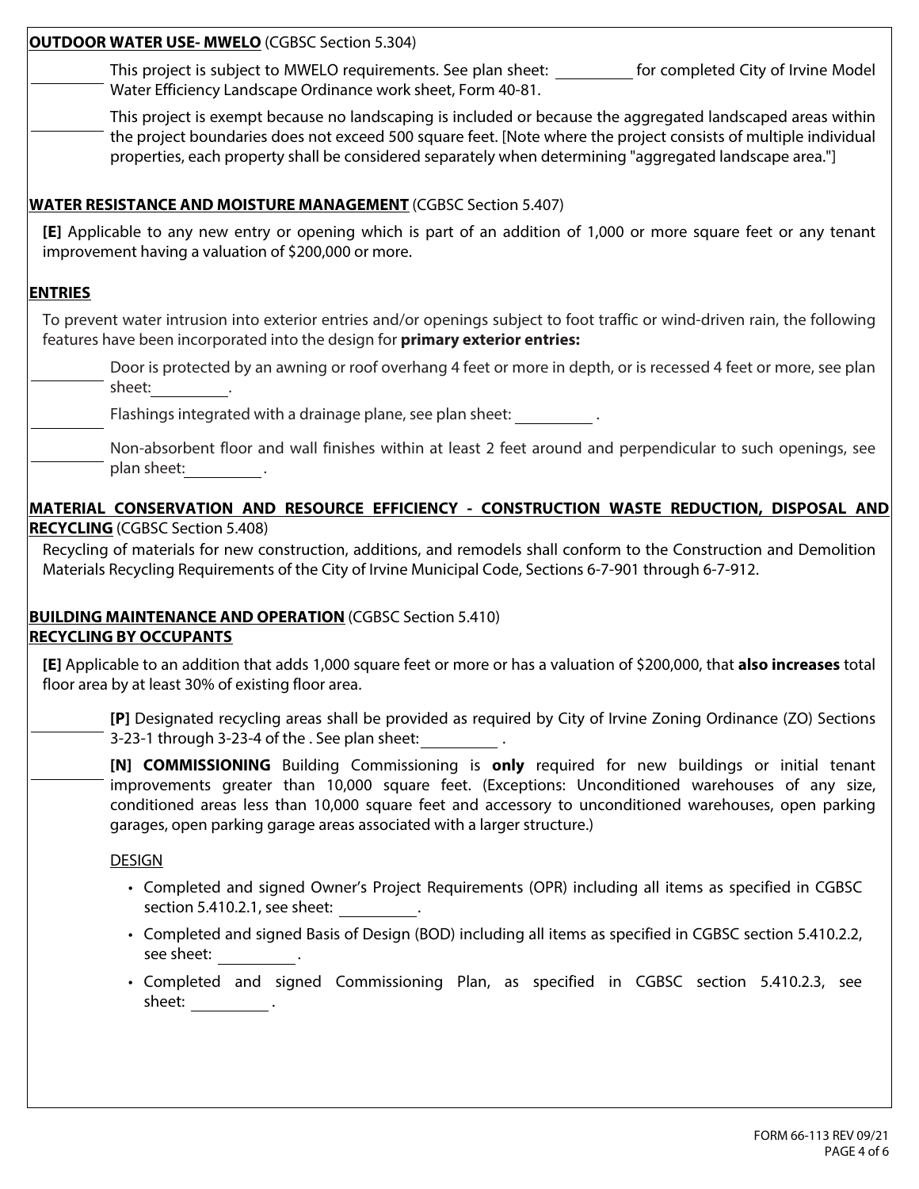**OUTDOOR WATER USE- MWELO** (CGBSC Section 5.304)

\_\_\_\_\_\_\_\_ This project is subject to MWELO requirements. See plan sheet: \_\_\_\_\_\_\_\_ for completed City of Irvine Model Water Efficiency Landscape Ordinance work sheet, Form 40-81.

\_\_\_\_\_\_\_\_ This project is exempt because no landscaping is included or because the aggregated landscaped areas within the project boundaries does not exceed 500 square feet. [Note where the project consists of multiple individual properties, each property shall be considered separately when determining "aggregated landscape area."]

**WATER RESISTANCE AND MOISTURE MANAGEMENT** (CGBSC Section 5.407)

**[E]** Applicable to any new entry or opening which is part of an addition of 1,000 or more square feet or any tenant improvement having a valuation of $200,000 or more.

**ENTRIES**

To prevent water intrusion into exterior entries and/or openings subject to foot traffic or wind-driven rain, the following features have been incorporated into the design for **primary exterior entries:**

\_\_\_\_\_\_\_\_ Door is protected by an awning or roof overhang 4 feet or more in depth, or is recessed 4 feet or more, see plan sheet: \_\_\_\_\_\_\_\_.

\_\_\_\_\_\_\_\_ Flashings integrated with a drainage plane, see plan sheet: \_\_\_\_\_\_\_\_.

\_\_\_\_\_\_\_\_ Non-absorbent floor and wall finishes within at least 2 feet around and perpendicular to such openings, see plan sheet: \_\_\_\_\_\_\_\_.

**MATERIAL CONSERVATION AND RESOURCE EFFICIENCY - CONSTRUCTION WASTE REDUCTION, DISPOSAL AND RECYCLING** (CGBSC Section 5.408)

Recycling of materials for new construction, additions, and remodels shall conform to the Construction and Demolition Materials Recycling Requirements of the City of Irvine Municipal Code, Sections 6-7-901 through 6-7-912.

**BUILDING MAINTENANCE AND OPERATION** (CGBSC Section 5.410)

**RECYCLING BY OCCUPANTS**

**[E]** Applicable to an addition that adds 1,000 square feet or more or has a valuation of $200,000, that **also increases** total floor area by at least 30% of existing floor area.

\_\_\_\_\_\_\_\_ **[P]** Designated recycling areas shall be provided as required by City of Irvine Zoning Ordinance (ZO) Sections 3-23-1 through 3-23-4 of the . See plan sheet: \_\_\_\_\_\_\_\_.

\_\_\_\_\_\_\_\_ **[N] COMMISSIONING** Building Commissioning is **only** required for new buildings or initial tenant improvements greater than 10,000 square feet. (Exceptions: Unconditioned warehouses of any size, conditioned areas less than 10,000 square feet and accessory to unconditioned warehouses, open parking garages, open parking garage areas associated with a larger structure.)

DESIGN

- Completed and signed Owner's Project Requirements (OPR) including all items as specified in CGBSC section 5.410.2.1, see sheet: \_\_\_\_\_\_\_\_.
- Completed and signed Basis of Design (BOD) including all items as specified in CGBSC section 5.410.2.2, see sheet: \_\_\_\_\_\_\_\_.
- Completed and signed Commissioning Plan, as specified in CGBSC section 5.410.2.3, see sheet: \_\_\_\_\_\_\_\_.

FORM 66-113 REV 09/21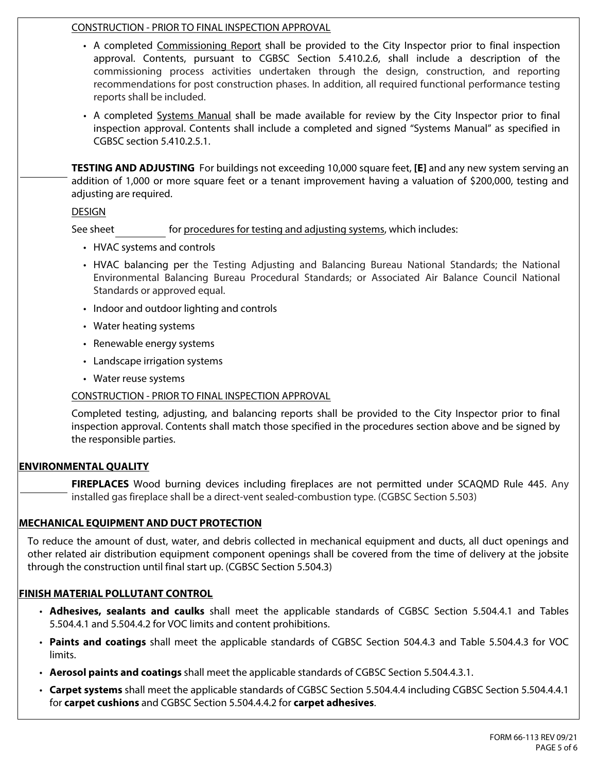CONSTRUCTION - PRIOR TO FINAL INSPECTION APPROVAL

- A completed Commissioning Report shall be provided to the City Inspector prior to final inspection approval. Contents, pursuant to CGBSC Section 5.410.2.6, shall include a description of the commissioning process activities undertaken through the design, construction, and reporting recommendations for post construction phases. In addition, all required functional performance testing reports shall be included.
- A completed Systems Manual shall be made available for review by the City Inspector prior to final inspection approval. Contents shall include a completed and signed "Systems Manual" as specified in CGBSC section 5.410.2.5.1.

________ **TESTING AND ADJUSTING** For buildings not exceeding 10,000 square feet, **[E]** and any new system serving an addition of 1,000 or more square feet or a tenant improvement having a valuation of $200,000, testing and adjusting are required.

DESIGN

See sheet ________ for procedures for testing and adjusting systems, which includes:

- HVAC systems and controls
- HVAC balancing per the Testing Adjusting and Balancing Bureau National Standards; the National Environmental Balancing Bureau Procedural Standards; or Associated Air Balance Council National Standards or approved equal.
- Indoor and outdoor lighting and controls
- Water heating systems
- Renewable energy systems
- Landscape irrigation systems
- Water reuse systems

CONSTRUCTION - PRIOR TO FINAL INSPECTION APPROVAL

Completed testing, adjusting, and balancing reports shall be provided to the City Inspector prior to final inspection approval. Contents shall match those specified in the procedures section above and be signed by the responsible parties.

## ENVIRONMENTAL QUALITY

________ **FIREPLACES** Wood burning devices including fireplaces are not permitted under SCAQMD Rule 445. Any installed gas fireplace shall be a direct-vent sealed-combustion type. (CGBSC Section 5.503)

## MECHANICAL EQUIPMENT AND DUCT PROTECTION

To reduce the amount of dust, water, and debris collected in mechanical equipment and ducts, all duct openings and other related air distribution equipment component openings shall be covered from the time of delivery at the jobsite through the construction until final start up. (CGBSC Section 5.504.3)

## FINISH MATERIAL POLLUTANT CONTROL

- **Adhesives, sealants and caulks** shall meet the applicable standards of CGBSC Section 5.504.4.1 and Tables 5.504.4.1 and 5.504.4.2 for VOC limits and content prohibitions.
- **Paints and coatings** shall meet the applicable standards of CGBSC Section 504.4.3 and Table 5.504.4.3 for VOC limits.
- **Aerosol paints and coatings** shall meet the applicable standards of CGBSC Section 5.504.4.3.1.
- **Carpet systems** shall meet the applicable standards of CGBSC Section 5.504.4.4 including CGBSC Section 5.504.4.4.1 for **carpet cushions** and CGBSC Section 5.504.4.4.2 for **carpet adhesives**.

FORM 66-113 REV 09/21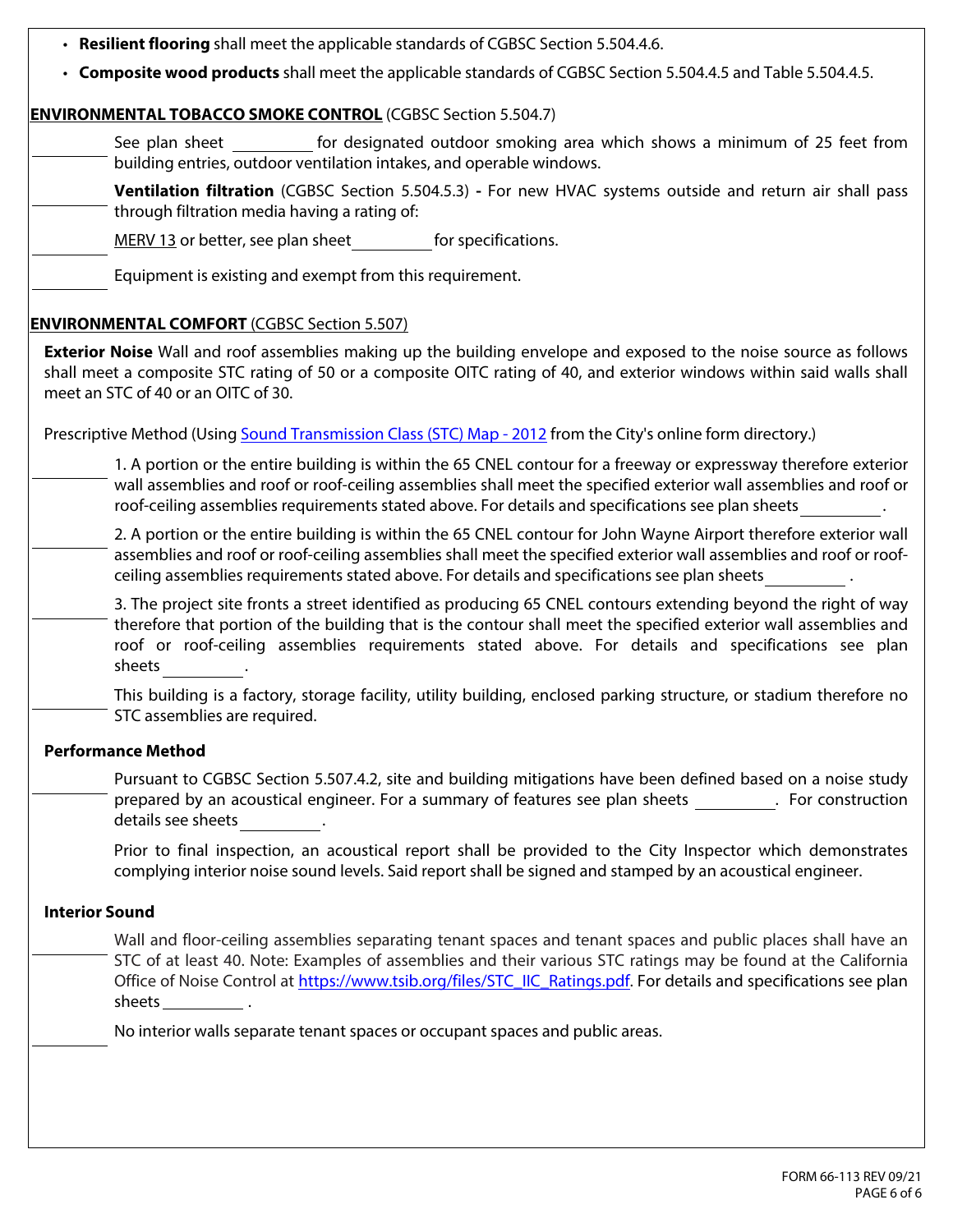- **Resilient flooring** shall meet the applicable standards of CGBSC Section 5.504.4.6.
- **Composite wood products** shall meet the applicable standards of CGBSC Section 5.504.4.5 and Table 5.504.4.5.

**ENVIRONMENTAL TOBACCO SMOKE CONTROL** (CGBSC Section 5.504.7)

\_\_\_\_\_\_\_\_ See plan sheet \_\_\_\_\_\_\_\_ for designated outdoor smoking area which shows a minimum of 25 feet from building entries, outdoor ventilation intakes, and operable windows.

\_\_\_\_\_\_\_\_ **Ventilation filtration** (CGBSC Section 5.504.5.3) **-** For new HVAC systems outside and return air shall pass through filtration media having a rating of:

\_\_\_\_\_\_\_\_ MERV 13 or better, see plan sheet \_\_\_\_\_\_\_\_ for specifications.

\_\_\_\_\_\_\_\_ Equipment is existing and exempt from this requirement.

**ENVIRONMENTAL COMFORT** (CGBSC Section 5.507)

**Exterior Noise** Wall and roof assemblies making up the building envelope and exposed to the noise source as follows shall meet a composite STC rating of 50 or a composite OITC rating of 40, and exterior windows within said walls shall meet an STC of 40 or an OITC of 30.

Prescriptive Method (Using Sound Transmission Class (STC) Map - 2012 from the City's online form directory.)

\_\_\_\_\_\_\_\_ 1. A portion or the entire building is within the 65 CNEL contour for a freeway or expressway therefore exterior wall assemblies and roof or roof-ceiling assemblies shall meet the specified exterior wall assemblies and roof or roof-ceiling assemblies requirements stated above. For details and specifications see plan sheets \_\_\_\_\_\_\_\_.

\_\_\_\_\_\_\_\_ 2. A portion or the entire building is within the 65 CNEL contour for John Wayne Airport therefore exterior wall assemblies and roof or roof-ceiling assemblies shall meet the specified exterior wall assemblies and roof or roof-ceiling assemblies requirements stated above. For details and specifications see plan sheets \_\_\_\_\_\_\_\_.

\_\_\_\_\_\_\_\_ 3. The project site fronts a street identified as producing 65 CNEL contours extending beyond the right of way therefore that portion of the building that is the contour shall meet the specified exterior wall assemblies and roof or roof-ceiling assemblies requirements stated above. For details and specifications see plan sheets \_\_\_\_\_\_\_\_.

\_\_\_\_\_\_\_\_ This building is a factory, storage facility, utility building, enclosed parking structure, or stadium therefore no STC assemblies are required.

**Performance Method**

\_\_\_\_\_\_\_\_ Pursuant to CGBSC Section 5.507.4.2, site and building mitigations have been defined based on a noise study prepared by an acoustical engineer. For a summary of features see plan sheets \_\_\_\_\_\_\_\_. For construction details see sheets \_\_\_\_\_\_\_\_.

Prior to final inspection, an acoustical report shall be provided to the City Inspector which demonstrates complying interior noise sound levels. Said report shall be signed and stamped by an acoustical engineer.

**Interior Sound**

\_\_\_\_\_\_\_\_ Wall and floor-ceiling assemblies separating tenant spaces and tenant spaces and public places shall have an STC of at least 40. Note: Examples of assemblies and their various STC ratings may be found at the California Office of Noise Control at https://www.tsib.org/files/STC_IIC_Ratings.pdf. For details and specifications see plan sheets \_\_\_\_\_\_\_\_.

\_\_\_\_\_\_\_\_ No interior walls separate tenant spaces or occupant spaces and public areas.

FORM 66-113 REV 09/21